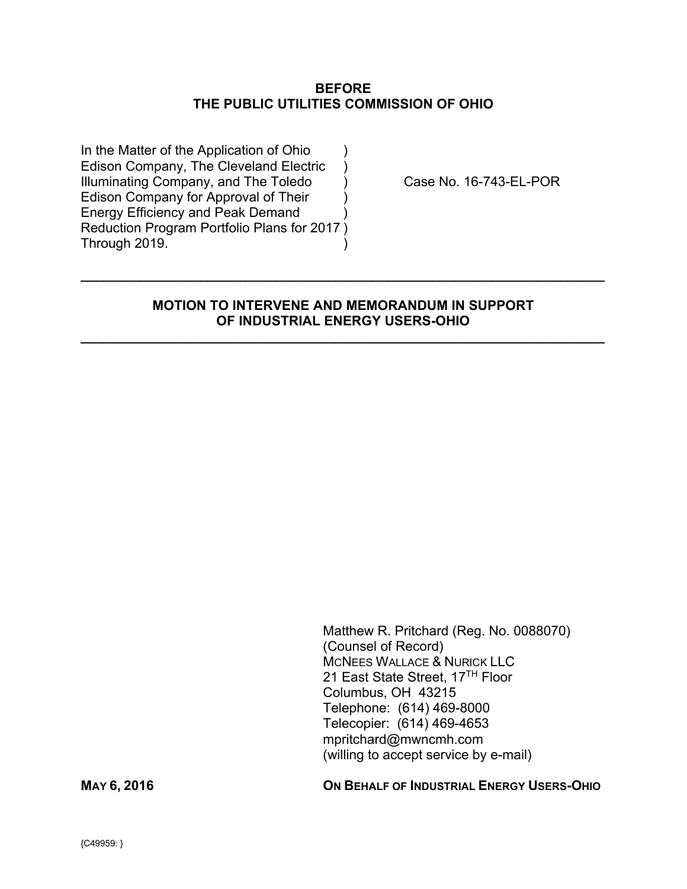**BEFORE**
**THE PUBLIC UTILITIES COMMISSION OF OHIO**

| | | |
|---|---|---|
| In the Matter of the Application of Ohio Edison Company, The Cleveland Electric Illuminating Company, and The Toledo Edison Company for Approval of Their Energy Efficiency and Peak Demand Reduction Program Portfolio Plans for 2017 Through 2019. | ) | Case No. 16-743-EL-POR |

---

## MOTION TO INTERVENE AND MEMORANDUM IN SUPPORT OF INDUSTRIAL ENERGY USERS-OHIO

---

Matthew R. Pritchard (Reg. No. 0088070)
(Counsel of Record)
MCNEES WALLACE & NURICK LLC
21 East State Street, 17TH Floor
Columbus, OH 43215
Telephone: (614) 469-8000
Telecopier: (614) 469-4653
mpritchard@mwncmh.com
(willing to accept service by e-mail)

**MAY 6, 2016** **ON BEHALF OF INDUSTRIAL ENERGY USERS-OHIO**

{C49959: }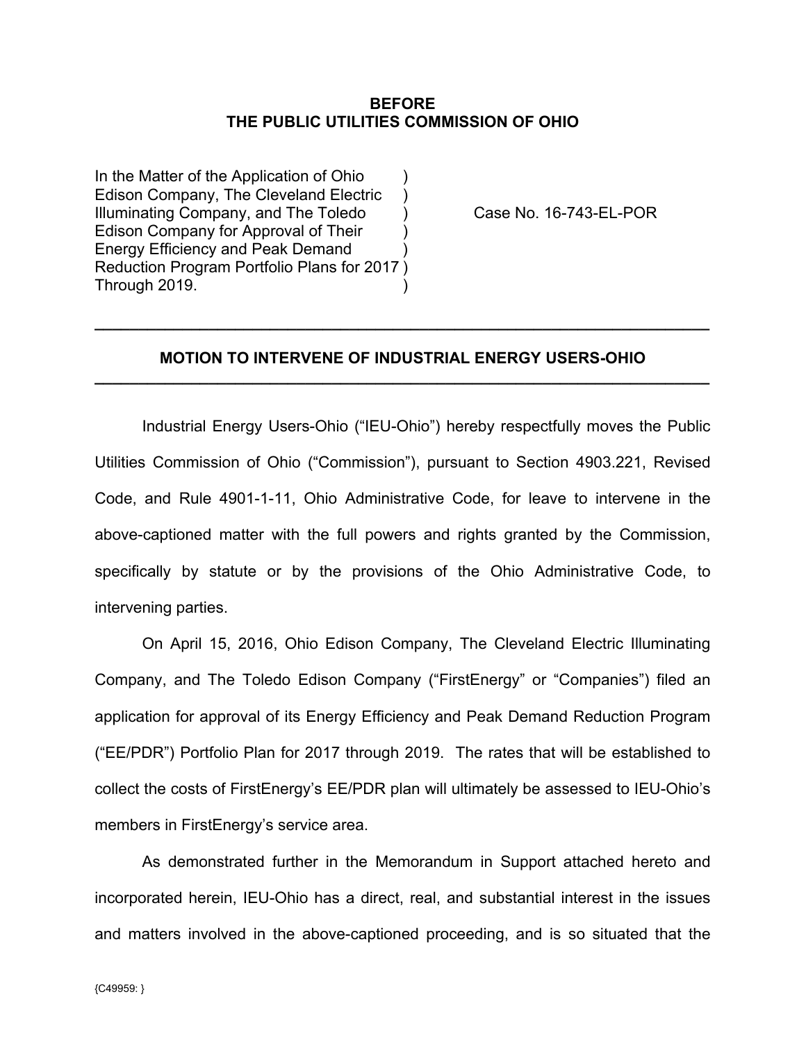**BEFORE**
**THE PUBLIC UTILITIES COMMISSION OF OHIO**

| | | |
|---|---|---|
| In the Matter of the Application of Ohio Edison Company, The Cleveland Electric Illuminating Company, and The Toledo Edison Company for Approval of Their Energy Efficiency and Peak Demand Reduction Program Portfolio Plans for 2017 Through 2019. | ) | Case No. 16-743-EL-POR |

---

## MOTION TO INTERVENE OF INDUSTRIAL ENERGY USERS-OHIO

---

Industrial Energy Users-Ohio ("IEU-Ohio") hereby respectfully moves the Public Utilities Commission of Ohio ("Commission"), pursuant to Section 4903.221, Revised Code, and Rule 4901-1-11, Ohio Administrative Code, for leave to intervene in the above-captioned matter with the full powers and rights granted by the Commission, specifically by statute or by the provisions of the Ohio Administrative Code, to intervening parties.

On April 15, 2016, Ohio Edison Company, The Cleveland Electric Illuminating Company, and The Toledo Edison Company ("FirstEnergy" or "Companies") filed an application for approval of its Energy Efficiency and Peak Demand Reduction Program ("EE/PDR") Portfolio Plan for 2017 through 2019. The rates that will be established to collect the costs of FirstEnergy's EE/PDR plan will ultimately be assessed to IEU-Ohio's members in FirstEnergy's service area.

As demonstrated further in the Memorandum in Support attached hereto and incorporated herein, IEU-Ohio has a direct, real, and substantial interest in the issues and matters involved in the above-captioned proceeding, and is so situated that the

{C49959: }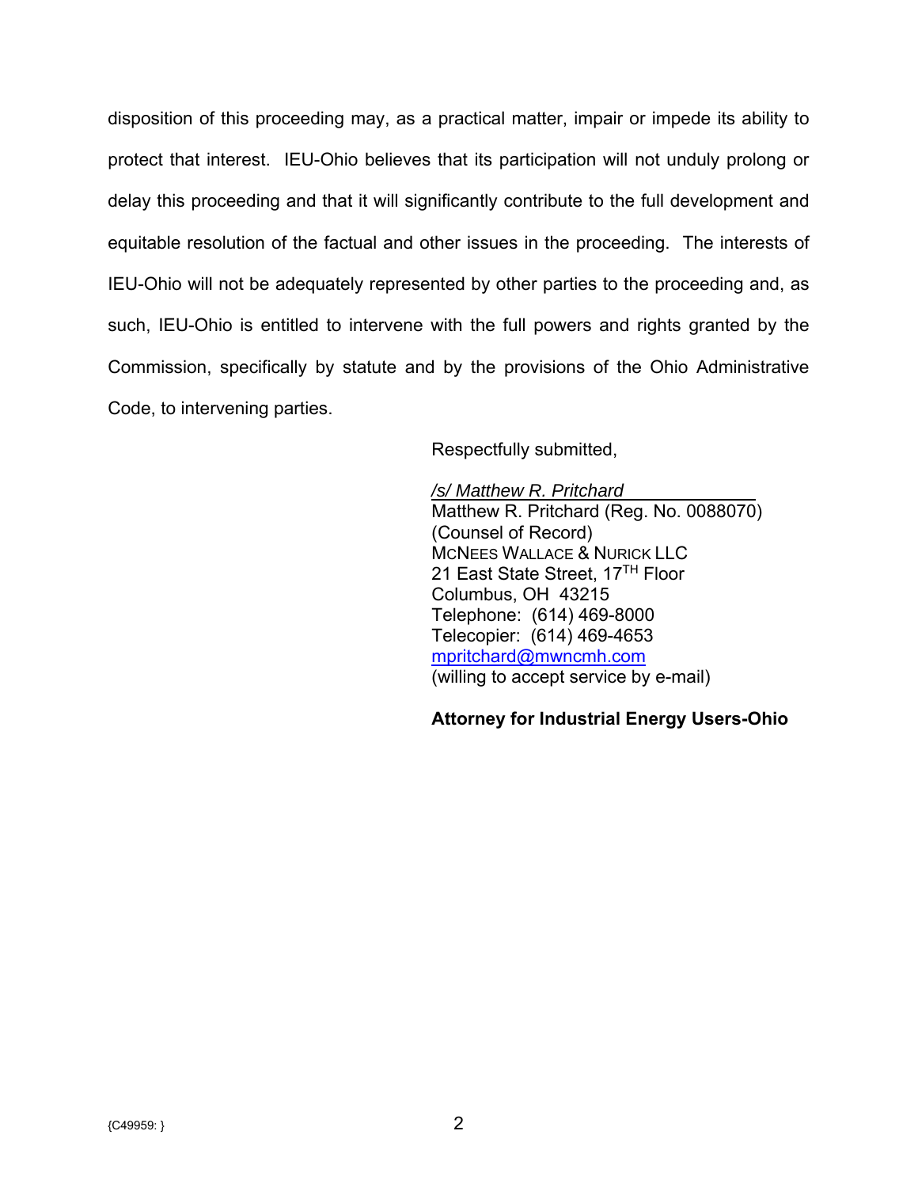disposition of this proceeding may, as a practical matter, impair or impede its ability to protect that interest. IEU-Ohio believes that its participation will not unduly prolong or delay this proceeding and that it will significantly contribute to the full development and equitable resolution of the factual and other issues in the proceeding. The interests of IEU-Ohio will not be adequately represented by other parties to the proceeding and, as such, IEU-Ohio is entitled to intervene with the full powers and rights granted by the Commission, specifically by statute and by the provisions of the Ohio Administrative Code, to intervening parties.

Respectfully submitted,

*/s/ Matthew R. Pritchard*
Matthew R. Pritchard (Reg. No. 0088070)
(Counsel of Record)
McNEES WALLACE & NURICK LLC
21 East State Street, 17TH Floor
Columbus, OH 43215
Telephone: (614) 469-8000
Telecopier: (614) 469-4653
mpritchard@mwncmh.com
(willing to accept service by e-mail)

**Attorney for Industrial Energy Users-Ohio**

{C49959: }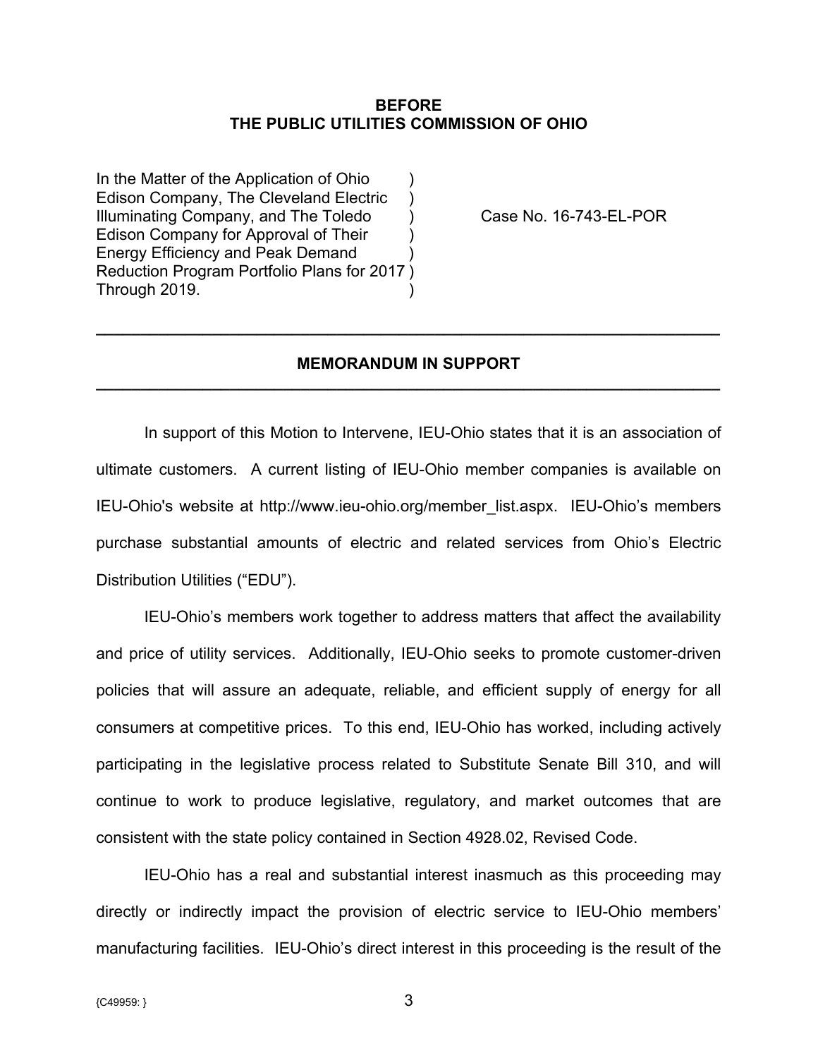**BEFORE**
**THE PUBLIC UTILITIES COMMISSION OF OHIO**

In the Matter of the Application of Ohio Edison Company, The Cleveland Electric Illuminating Company, and The Toledo Edison Company for Approval of Their Energy Efficiency and Peak Demand Reduction Program Portfolio Plans for 2017 Through 2019. ) Case No. 16-743-EL-POR

---

**MEMORANDUM IN SUPPORT**

---

In support of this Motion to Intervene, IEU-Ohio states that it is an association of ultimate customers. A current listing of IEU-Ohio member companies is available on IEU-Ohio's website at http://www.ieu-ohio.org/member_list.aspx. IEU-Ohio's members purchase substantial amounts of electric and related services from Ohio's Electric Distribution Utilities ("EDU").

IEU-Ohio's members work together to address matters that affect the availability and price of utility services. Additionally, IEU-Ohio seeks to promote customer-driven policies that will assure an adequate, reliable, and efficient supply of energy for all consumers at competitive prices. To this end, IEU-Ohio has worked, including actively participating in the legislative process related to Substitute Senate Bill 310, and will continue to work to produce legislative, regulatory, and market outcomes that are consistent with the state policy contained in Section 4928.02, Revised Code.

IEU-Ohio has a real and substantial interest inasmuch as this proceeding may directly or indirectly impact the provision of electric service to IEU-Ohio members' manufacturing facilities. IEU-Ohio's direct interest in this proceeding is the result of the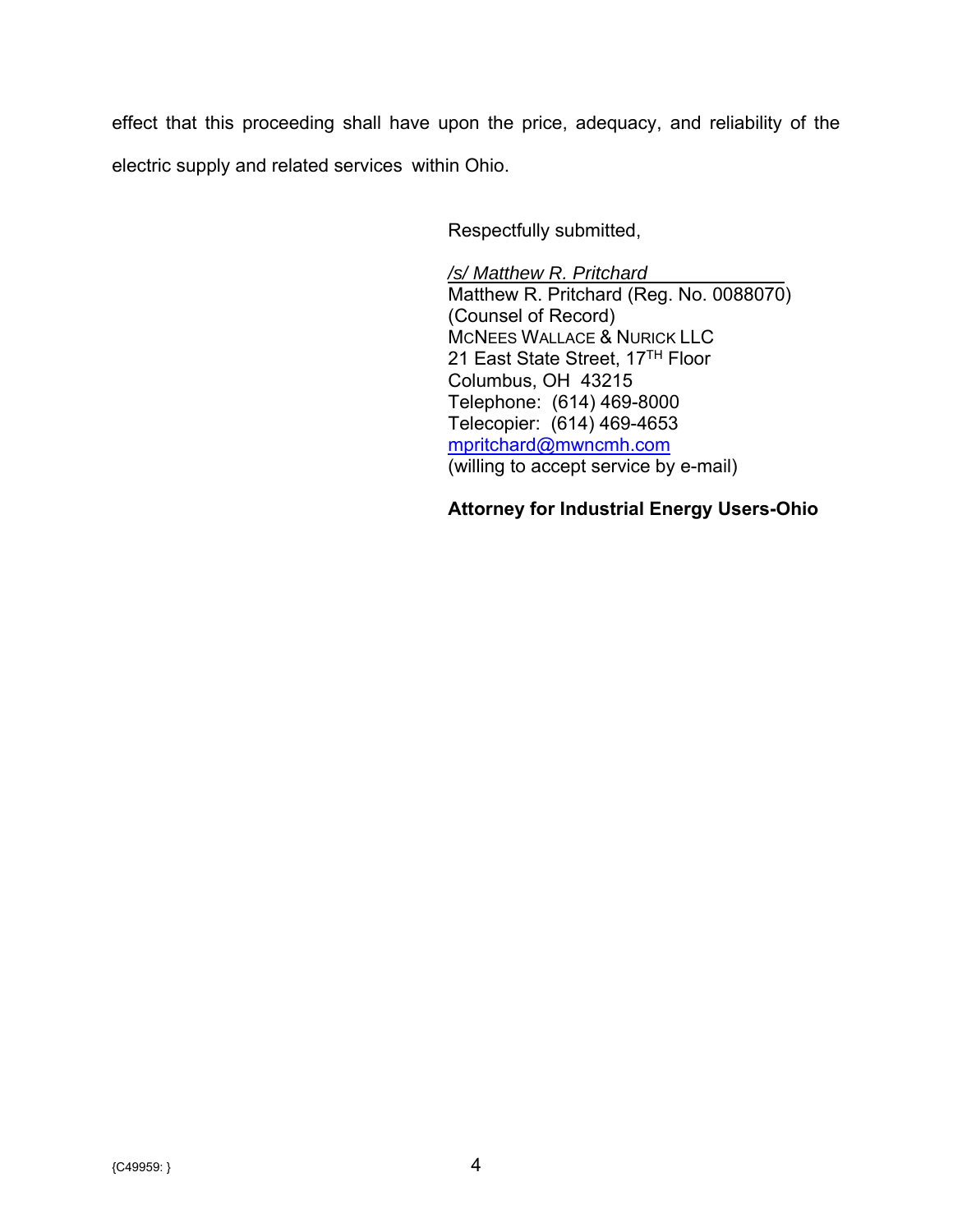effect that this proceeding shall have upon the price, adequacy, and reliability of the electric supply and related services within Ohio.

Respectfully submitted,

*/s/ Matthew R. Pritchard*
Matthew R. Pritchard (Reg. No. 0088070)
(Counsel of Record)
MCNEES WALLACE & NURICK LLC
21 East State Street, 17TH Floor
Columbus, OH 43215
Telephone: (614) 469-8000
Telecopier: (614) 469-4653
mpritchard@mwncmh.com
(willing to accept service by e-mail)

**Attorney for Industrial Energy Users-Ohio**

{C49959: }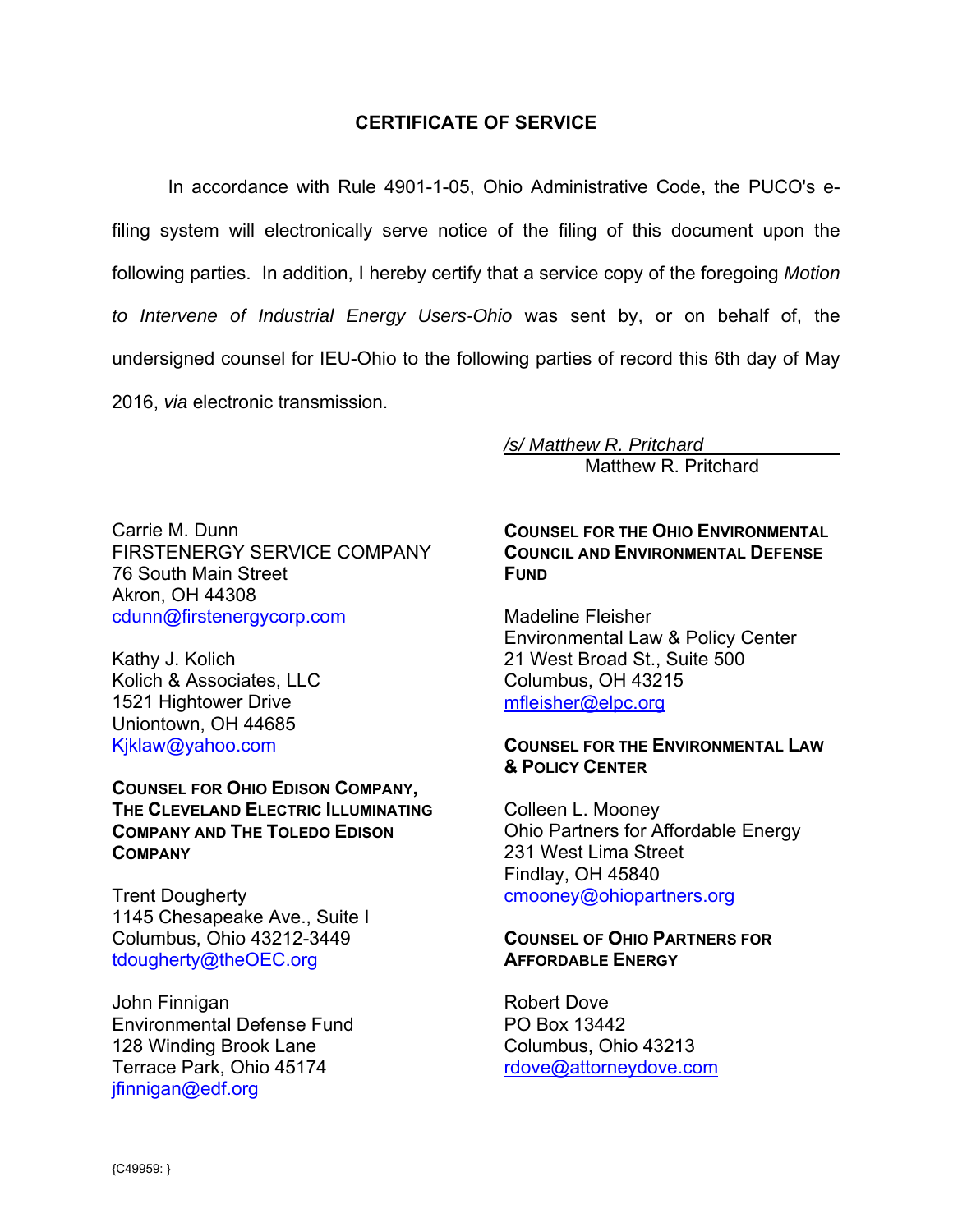## CERTIFICATE OF SERVICE

In accordance with Rule 4901-1-05, Ohio Administrative Code, the PUCO's e-filing system will electronically serve notice of the filing of this document upon the following parties. In addition, I hereby certify that a service copy of the foregoing *Motion to Intervene of Industrial Energy Users-Ohio* was sent by, or on behalf of, the undersigned counsel for IEU-Ohio to the following parties of record this 6th day of May 2016, *via* electronic transmission.

*/s/ Matthew R. Pritchard*
Matthew R. Pritchard

Carrie M. Dunn
FIRSTENERGY SERVICE COMPANY
76 South Main Street
Akron, OH 44308
cdunn@firstenergycorp.com

Kathy J. Kolich
Kolich & Associates, LLC
1521 Hightower Drive
Uniontown, OH 44685
Kjklaw@yahoo.com

**COUNSEL FOR OHIO EDISON COMPANY, THE CLEVELAND ELECTRIC ILLUMINATING COMPANY AND THE TOLEDO EDISON COMPANY**

Trent Dougherty
1145 Chesapeake Ave., Suite I
Columbus, Ohio 43212-3449
tdougherty@theOEC.org

John Finnigan
Environmental Defense Fund
128 Winding Brook Lane
Terrace Park, Ohio 45174
jfinnigan@edf.org

**COUNSEL FOR THE OHIO ENVIRONMENTAL COUNCIL AND ENVIRONMENTAL DEFENSE FUND**

Madeline Fleisher
Environmental Law & Policy Center
21 West Broad St., Suite 500
Columbus, OH 43215
mfleisher@elpc.org

**COUNSEL FOR THE ENVIRONMENTAL LAW & POLICY CENTER**

Colleen L. Mooney
Ohio Partners for Affordable Energy
231 West Lima Street
Findlay, OH 45840
cmooney@ohiopartners.org

**COUNSEL OF OHIO PARTNERS FOR AFFORDABLE ENERGY**

Robert Dove
PO Box 13442
Columbus, Ohio 43213
rdove@attorneydove.com

{C49959: }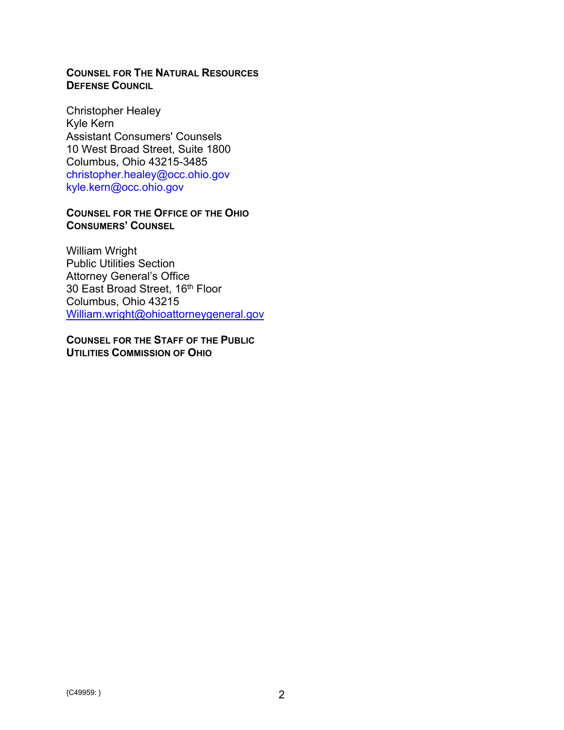**COUNSEL FOR THE NATURAL RESOURCES DEFENSE COUNCIL**

Christopher Healey
Kyle Kern
Assistant Consumers' Counsels
10 West Broad Street, Suite 1800
Columbus, Ohio 43215-3485
christopher.healey@occ.ohio.gov
kyle.kern@occ.ohio.gov

**COUNSEL FOR THE OFFICE OF THE OHIO CONSUMERS' COUNSEL**

William Wright
Public Utilities Section
Attorney General's Office
30 East Broad Street, 16th Floor
Columbus, Ohio 43215
William.wright@ohioattorneygeneral.gov

**COUNSEL FOR THE STAFF OF THE PUBLIC UTILITIES COMMISSION OF OHIO**

{C49959: }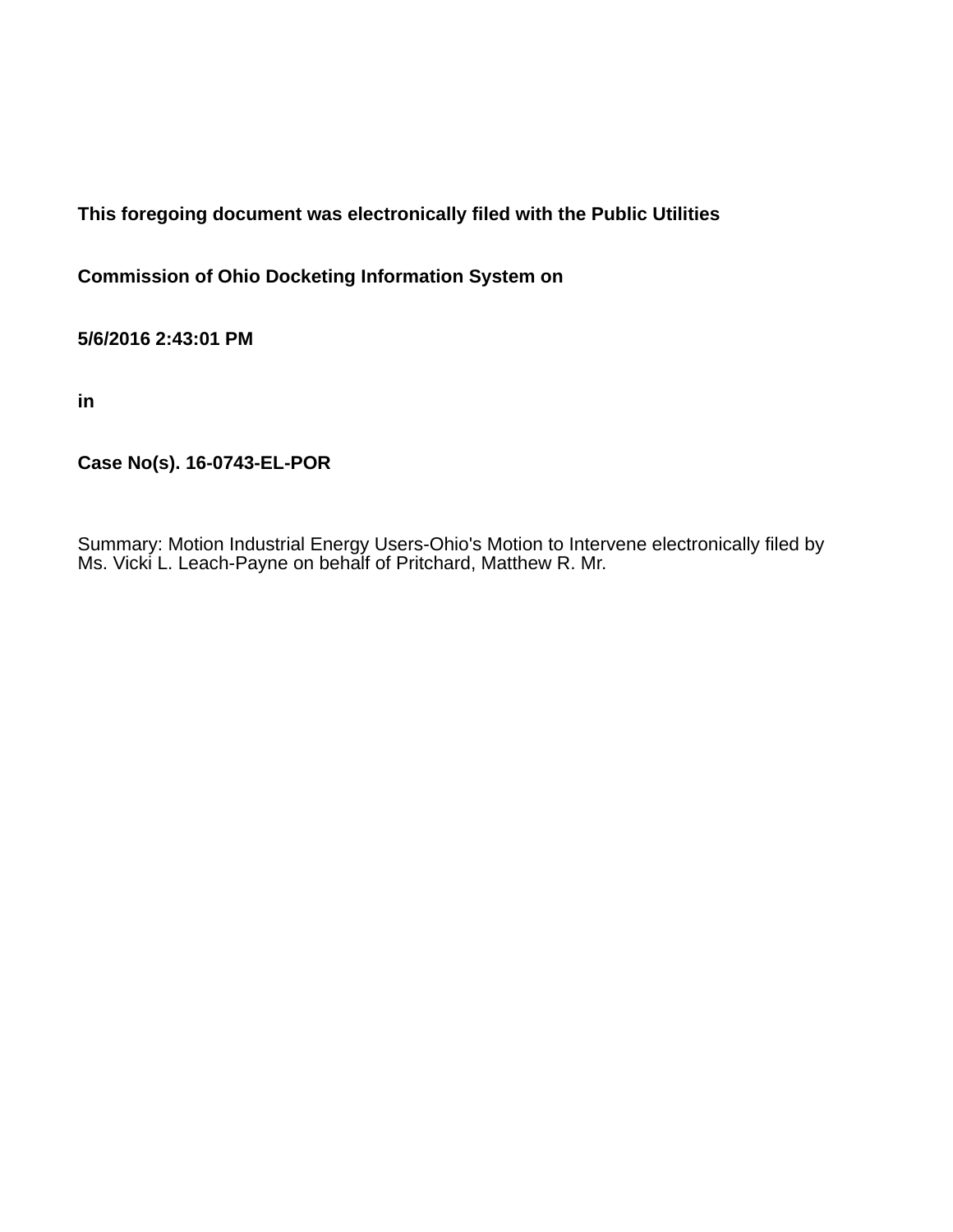**This foregoing document was electronically filed with the Public Utilities**

**Commission of Ohio Docketing Information System on**

**5/6/2016 2:43:01 PM**

**in**

**Case No(s). 16-0743-EL-POR**

Summary: Motion Industrial Energy Users-Ohio's Motion to Intervene electronically filed by Ms. Vicki L. Leach-Payne on behalf of Pritchard, Matthew R. Mr.